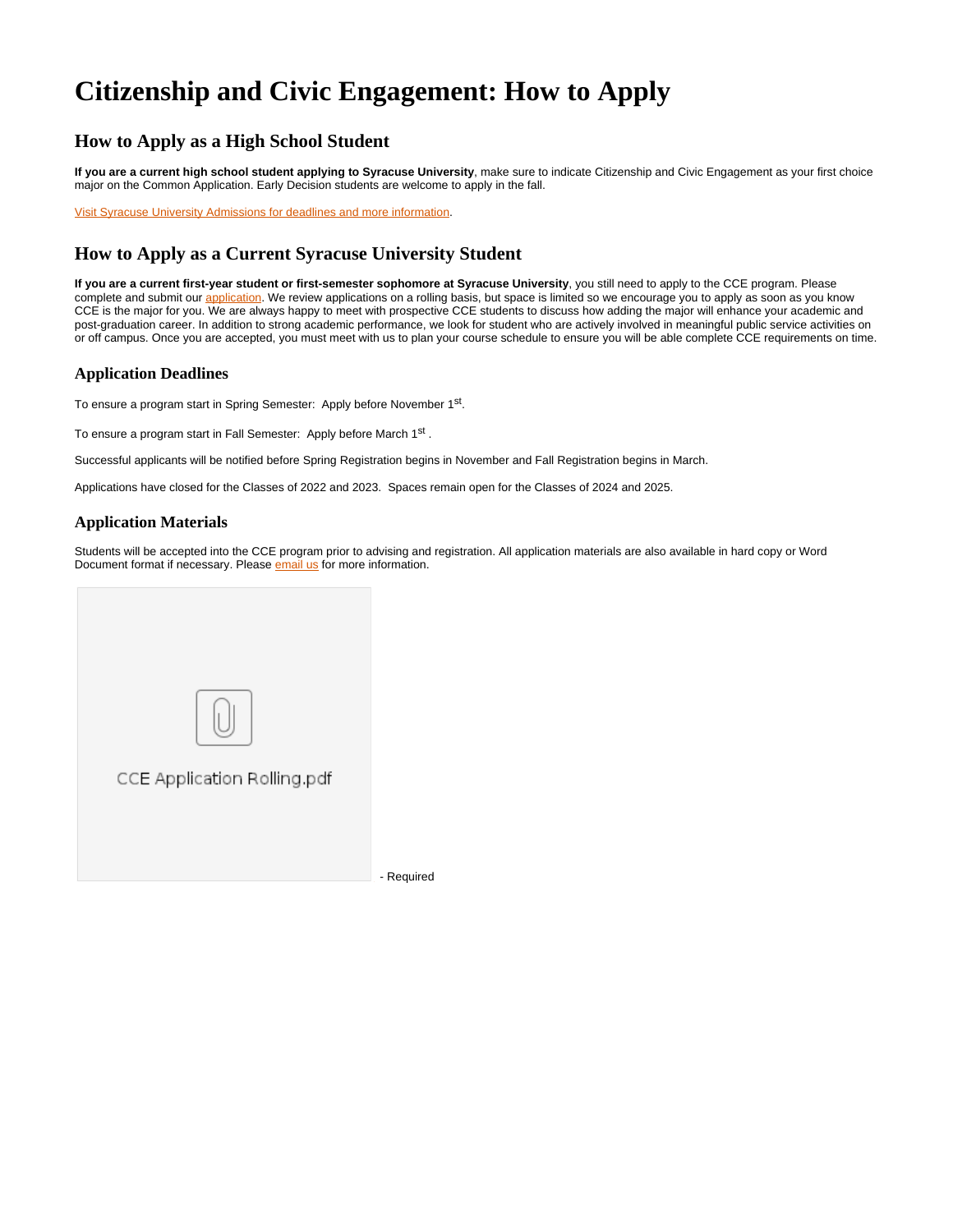# Citizenship and Civic Engagement: How to Apply

## How to Apply as a High School Student

**If you are a current high school student applying to Syracuse University**, make sure to indicate Citizenship and Civic Engagement as your first choice major on the Common Application. Early Decision students are welcome to apply in the fall.

Visit Syracuse University Admissions for deadlines and more information.

## How to Apply as a Current Syracuse University Student

**If you are a current first-year student or first-semester sophomore at Syracuse University**, you still need to apply to the CCE program. Please complete and submit our application. We review applications on a rolling basis, but space is limited so we encourage you to apply as soon as you know CCE is the major for you. We are always happy to meet with prospective CCE students to discuss how adding the major will enhance your academic and post-graduation career. In addition to strong academic performance, we look for student who are actively involved in meaningful public service activities on or off campus. Once you are accepted, you must meet with us to plan your course schedule to ensure you will be able complete CCE requirements on time.

### Application Deadlines

To ensure a program start in Spring Semester: Apply before November 1st.

To ensure a program start in Fall Semester: Apply before March 1st .

Successful applicants will be notified before Spring Registration begins in November and Fall Registration begins in March.

Applications have closed for the Classes of 2022 and 2023. Spaces remain open for the Classes of 2024 and 2025.

### Application Materials

Students will be accepted into the CCE program prior to advising and registration. All application materials are also available in hard copy or Word Document format if necessary. Please email us for more information.

CCE Application Rolling.pdf - Required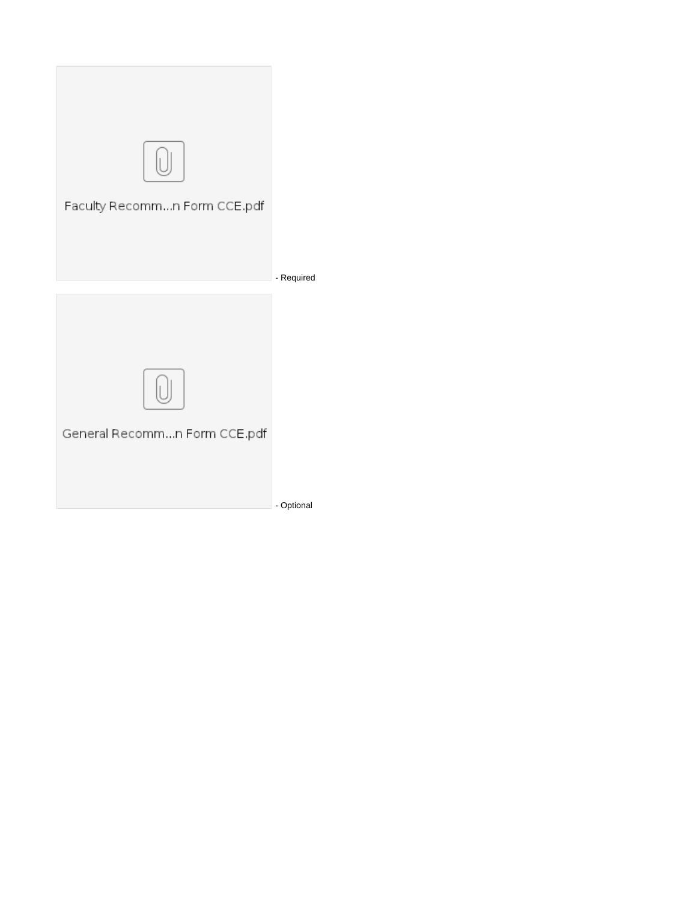Faculty Recomm...n Form CCE.pdf - Required

General Recomm...n Form CCE.pdf - Optional